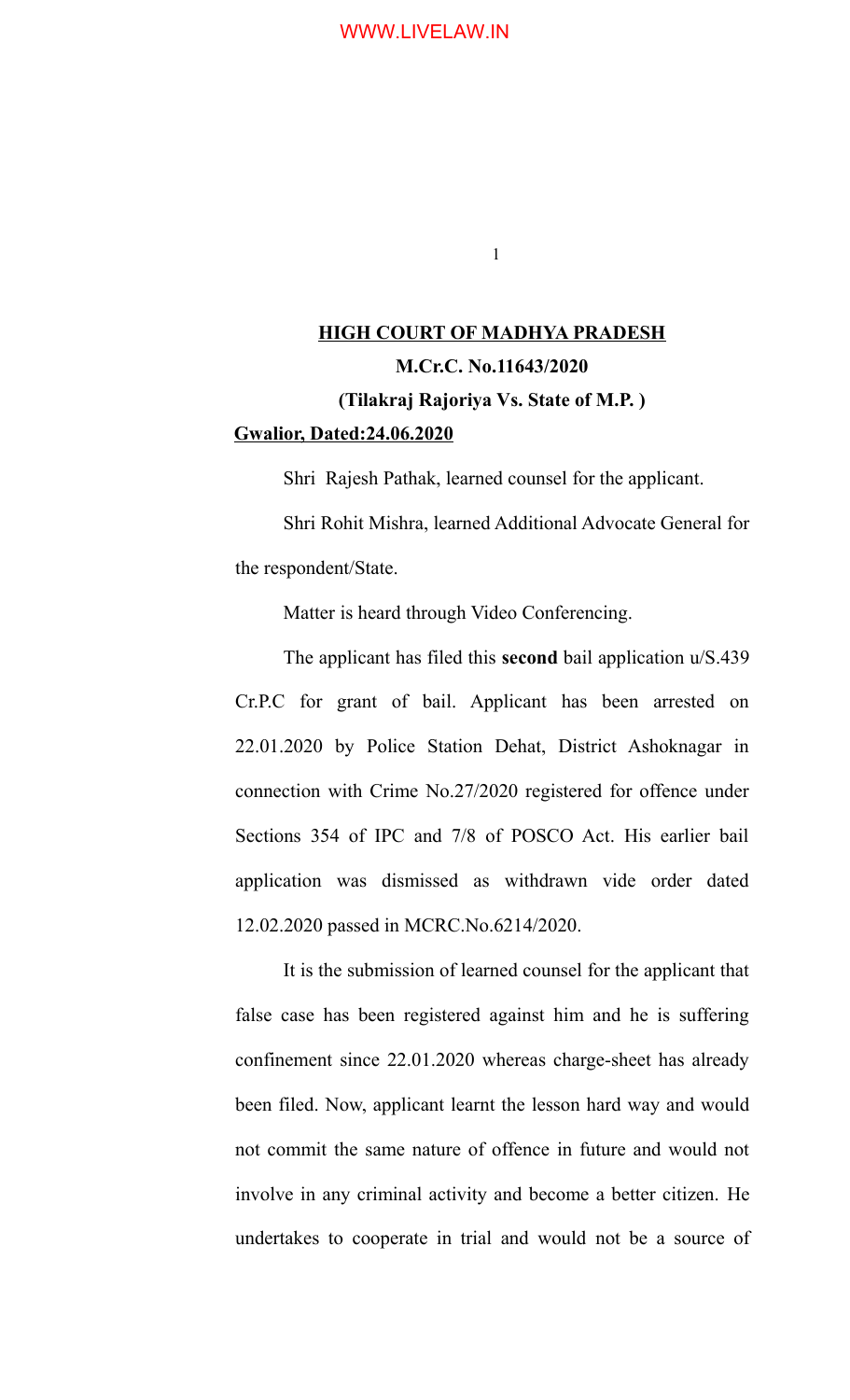**HIGH COURT OF MADHYA PRADESH**

**M.Cr.C. No.11643/2020**

**(Tilakraj Rajoriya Vs. State of M.P. )**

**Gwalior, Dated:24.06.2020**

Shri Rajesh Pathak, learned counsel for the applicant.

Shri Rohit Mishra, learned Additional Advocate General for the respondent/State.

Matter is heard through Video Conferencing.

The applicant has filed this **second** bail application u/S.439 Cr.P.C for grant of bail. Applicant has been arrested on 22.01.2020 by Police Station Dehat, District Ashoknagar in connection with Crime No.27/2020 registered for offence under Sections 354 of IPC and 7/8 of POSCO Act. His earlier bail application was dismissed as withdrawn vide order dated 12.02.2020 passed in MCRC.No.6214/2020.

It is the submission of learned counsel for the applicant that false case has been registered against him and he is suffering confinement since 22.01.2020 whereas charge-sheet has already been filed. Now, applicant learnt the lesson hard way and would not commit the same nature of offence in future and would not involve in any criminal activity and become a better citizen. He undertakes to cooperate in trial and would not be a source of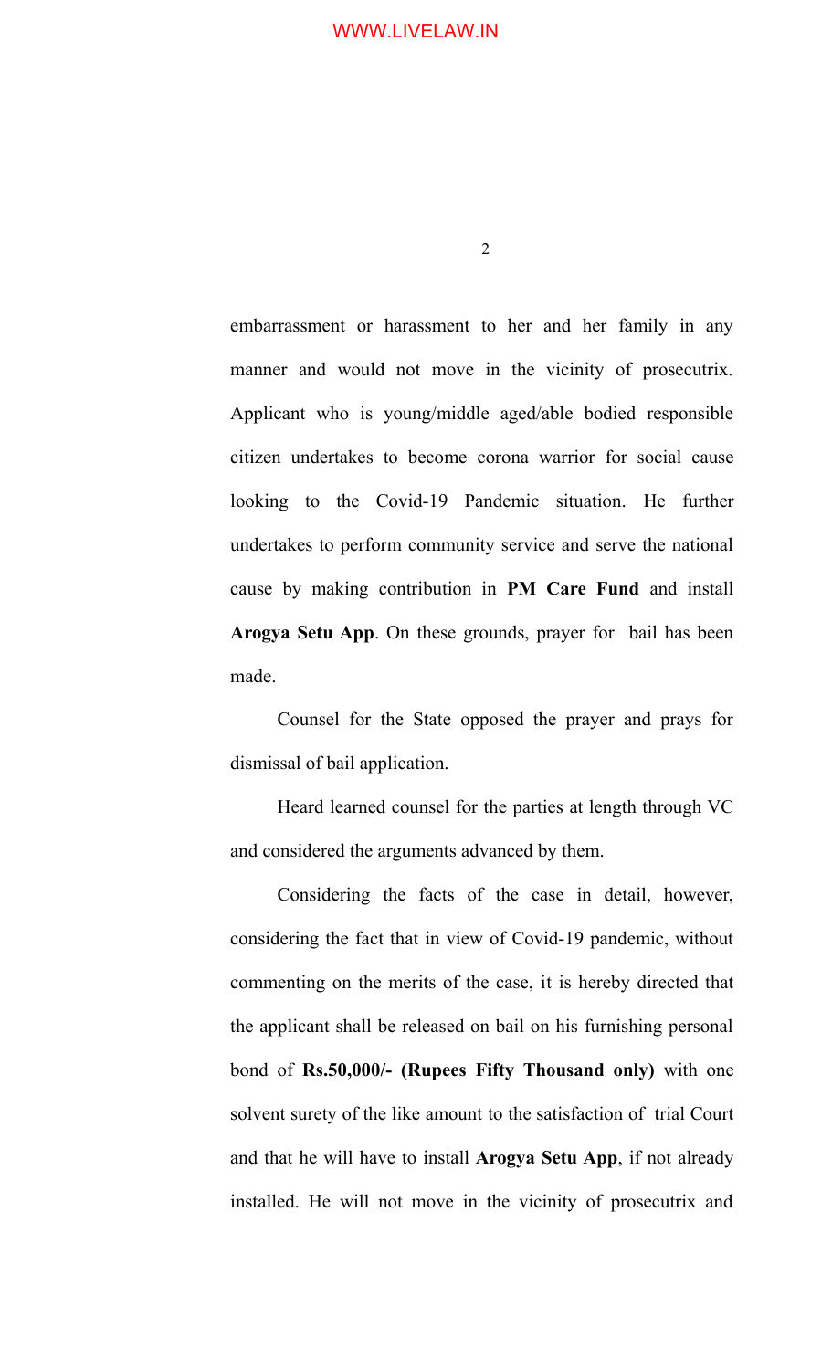embarrassment or harassment to her and her family in any manner and would not move in the vicinity of prosecutrix. Applicant who is young/middle aged/able bodied responsible citizen undertakes to become corona warrior for social cause looking to the Covid-19 Pandemic situation. He further undertakes to perform community service and serve the national cause by making contribution in **PM Care Fund** and install **Arogya Setu App**. On these grounds, prayer for bail has been made.

Counsel for the State opposed the prayer and prays for dismissal of bail application.

Heard learned counsel for the parties at length through VC and considered the arguments advanced by them.

Considering the facts of the case in detail, however, considering the fact that in view of Covid-19 pandemic, without commenting on the merits of the case, it is hereby directed that the applicant shall be released on bail on his furnishing personal bond of **Rs.50,000/- (Rupees Fifty Thousand only)** with one solvent surety of the like amount to the satisfaction of trial Court and that he will have to install **Arogya Setu App**, if not already installed. He will not move in the vicinity of prosecutrix and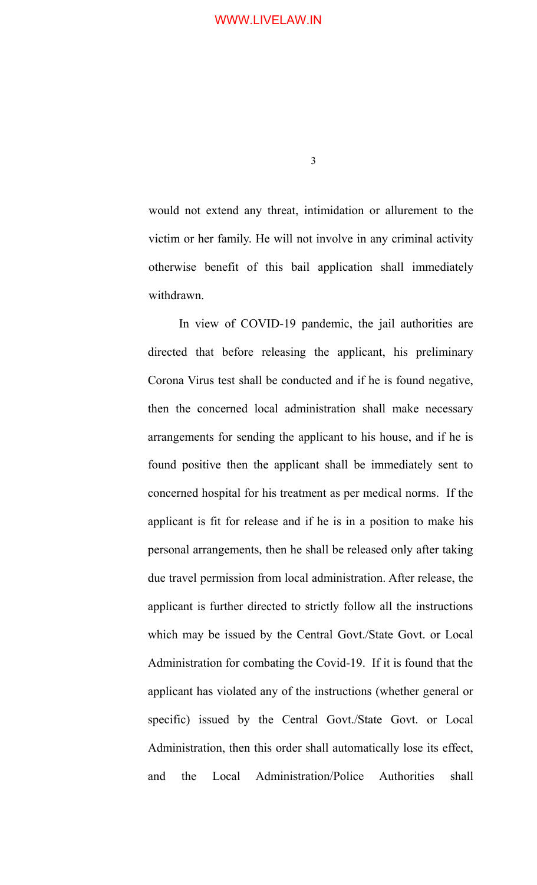would not extend any threat, intimidation or allurement to the victim or her family. He will not involve in any criminal activity otherwise benefit of this bail application shall immediately withdrawn.

In view of COVID-19 pandemic, the jail authorities are directed that before releasing the applicant, his preliminary Corona Virus test shall be conducted and if he is found negative, then the concerned local administration shall make necessary arrangements for sending the applicant to his house, and if he is found positive then the applicant shall be immediately sent to concerned hospital for his treatment as per medical norms. If the applicant is fit for release and if he is in a position to make his personal arrangements, then he shall be released only after taking due travel permission from local administration. After release, the applicant is further directed to strictly follow all the instructions which may be issued by the Central Govt./State Govt. or Local Administration for combating the Covid-19. If it is found that the applicant has violated any of the instructions (whether general or specific) issued by the Central Govt./State Govt. or Local Administration, then this order shall automatically lose its effect, and the Local Administration/Police Authorities shall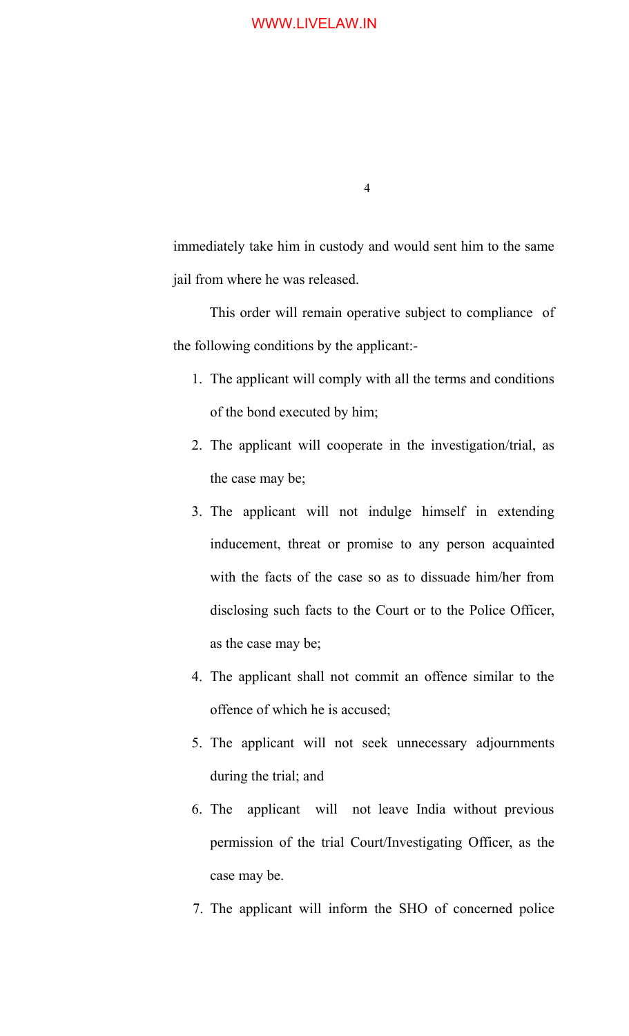immediately take him in custody and would sent him to the same jail from where he was released.

This order will remain operative subject to compliance of the following conditions by the applicant:-

1. The applicant will comply with all the terms and conditions of the bond executed by him;
2. The applicant will cooperate in the investigation/trial, as the case may be;
3. The applicant will not indulge himself in extending inducement, threat or promise to any person acquainted with the facts of the case so as to dissuade him/her from disclosing such facts to the Court or to the Police Officer, as the case may be;
4. The applicant shall not commit an offence similar to the offence of which he is accused;
5. The applicant will not seek unnecessary adjournments during the trial; and
6. The applicant will not leave India without previous permission of the trial Court/Investigating Officer, as the case may be.
7. The applicant will inform the SHO of concerned police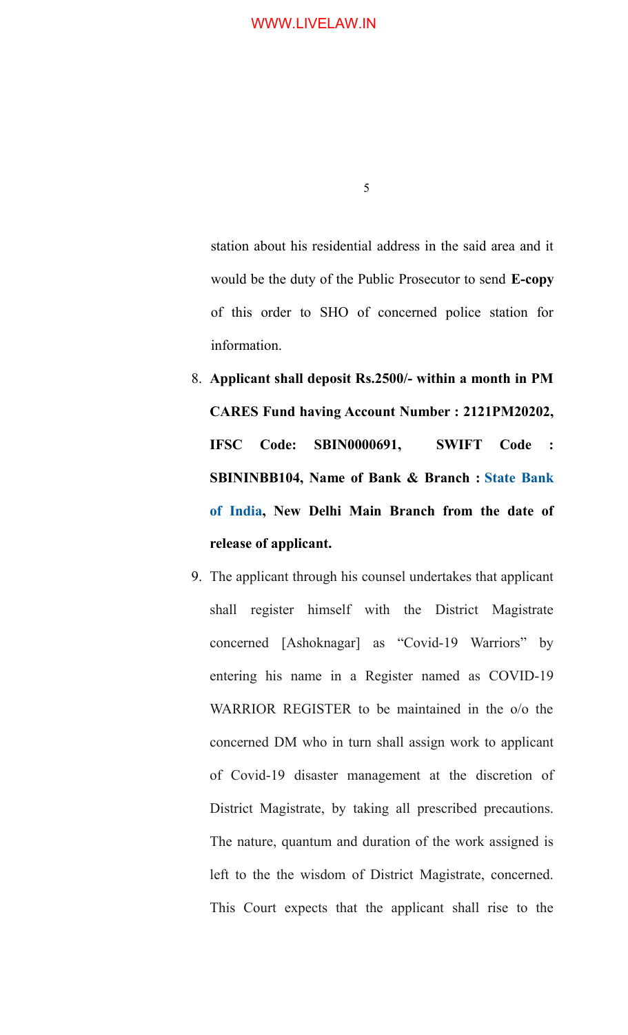station about his residential address in the said area and it would be the duty of the Public Prosecutor to send **E-copy** of this order to SHO of concerned police station for information.

8. **Applicant shall deposit Rs.2500/- within a month in PM CARES Fund having Account Number : 2121PM20202, IFSC Code: SBIN0000691, SWIFT Code : SBININBB104, Name of Bank & Branch : State Bank of India, New Delhi Main Branch from the date of release of applicant.**

9. The applicant through his counsel undertakes that applicant shall register himself with the District Magistrate concerned [Ashoknagar] as "Covid-19 Warriors" by entering his name in a Register named as COVID-19 WARRIOR REGISTER to be maintained in the o/o the concerned DM who in turn shall assign work to applicant of Covid-19 disaster management at the discretion of District Magistrate, by taking all prescribed precautions. The nature, quantum and duration of the work assigned is left to the the wisdom of District Magistrate, concerned. This Court expects that the applicant shall rise to the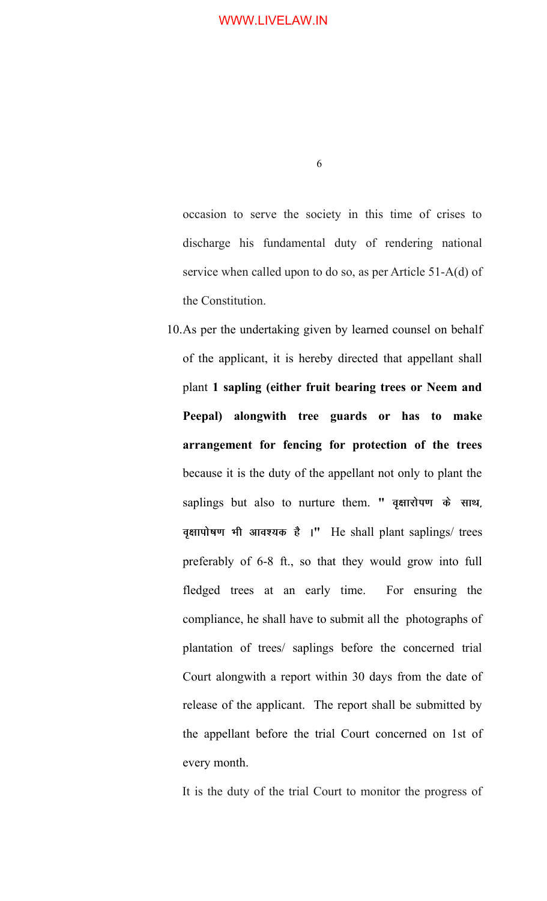occasion to serve the society in this time of crises to discharge his fundamental duty of rendering national service when called upon to do so, as per Article 51-A(d) of the Constitution.

10. As per the undertaking given by learned counsel on behalf of the applicant, it is hereby directed that appellant shall plant **1 sapling (either fruit bearing trees or Neem and Peepal) alongwith tree guards or has to make arrangement for fencing for protection of the trees** because it is the duty of the appellant not only to plant the saplings but also to nurture them. **" वृक्षारोपण के साथ, वृक्षापोषण भी आवश्यक है ।"** He shall plant saplings/ trees preferably of 6-8 ft., so that they would grow into full fledged trees at an early time. For ensuring the compliance, he shall have to submit all the photographs of plantation of trees/ saplings before the concerned trial Court alongwith a report within 30 days from the date of release of the applicant. The report shall be submitted by the appellant before the trial Court concerned on 1st of every month.

It is the duty of the trial Court to monitor the progress of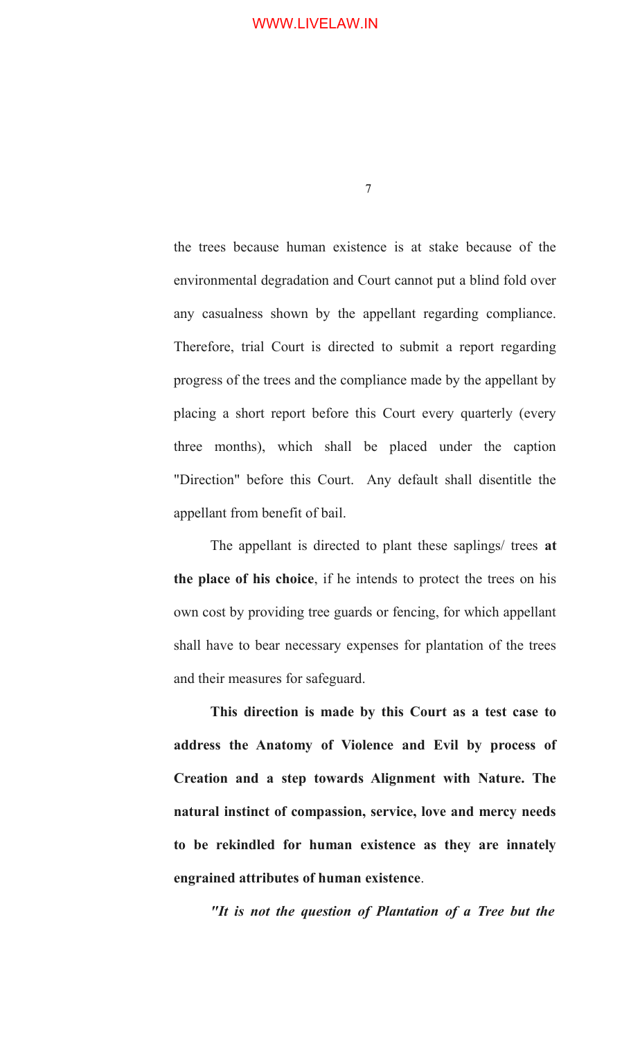the trees because human existence is at stake because of the environmental degradation and Court cannot put a blind fold over any casualness shown by the appellant regarding compliance. Therefore, trial Court is directed to submit a report regarding progress of the trees and the compliance made by the appellant by placing a short report before this Court every quarterly (every three months), which shall be placed under the caption "Direction" before this Court. Any default shall disentitle the appellant from benefit of bail.

The appellant is directed to plant these saplings/ trees **at the place of his choice**, if he intends to protect the trees on his own cost by providing tree guards or fencing, for which appellant shall have to bear necessary expenses for plantation of the trees and their measures for safeguard.

**This direction is made by this Court as a test case to address the Anatomy of Violence and Evil by process of Creation and a step towards Alignment with Nature. The natural instinct of compassion, service, love and mercy needs to be rekindled for human existence as they are innately engrained attributes of human existence**.

***"It is not the question of Plantation of a Tree but the***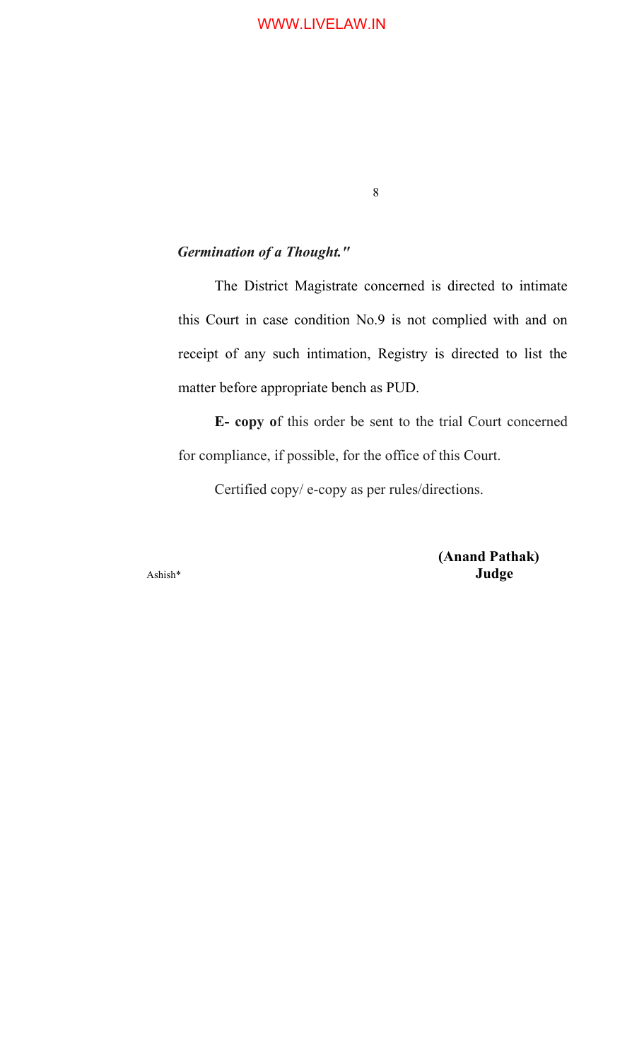***Germination of a Thought."***

The District Magistrate concerned is directed to intimate this Court in case condition No.9 is not complied with and on receipt of any such intimation, Registry is directed to list the matter before appropriate bench as PUD.

**E- copy o**f this order be sent to the trial Court concerned for compliance, if possible, for the office of this Court.

Certified copy/ e-copy as per rules/directions.

**(Anand Pathak)**
**Judge**

Ashish*